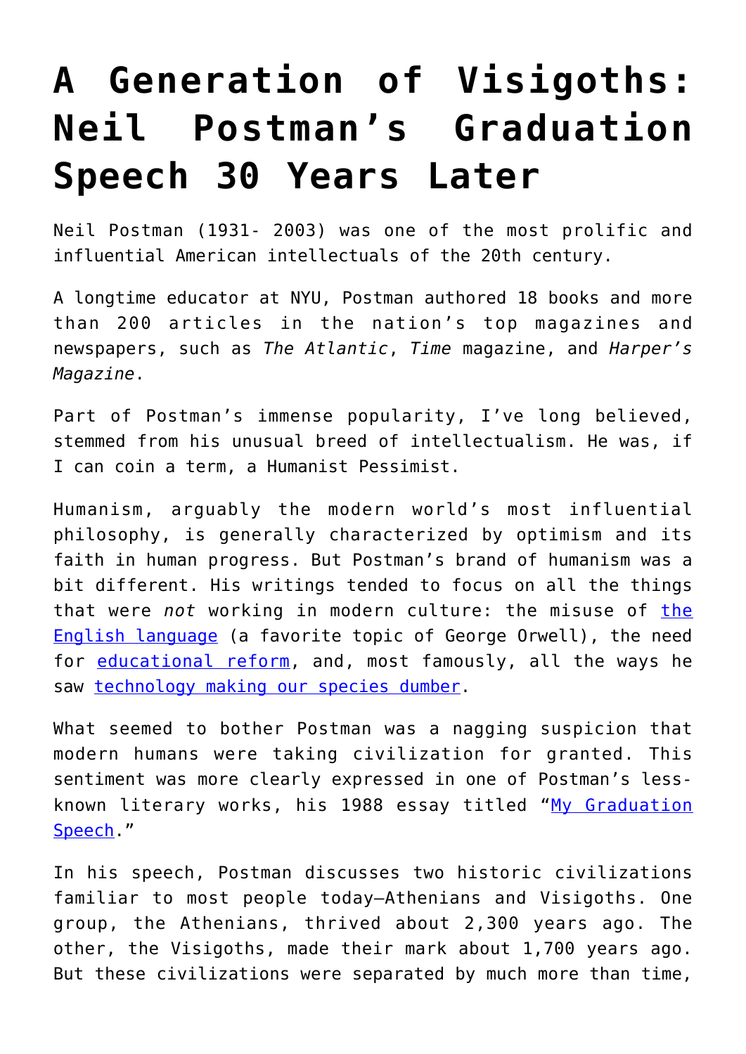# A Generation of Visigoths: Neil Postman's Graduation Speech 30 Years Later

Neil Postman (1931- 2003) was one of the most prolific and influential American intellectuals of the 20th century.

A longtime educator at NYU, Postman authored 18 books and more than 200 articles in the nation's top magazines and newspapers, such as *The Atlantic*, *Time* magazine, and *Harper's Magazine*.

Part of Postman's immense popularity, I've long believed, stemmed from his unusual breed of intellectualism. He was, if I can coin a term, a Humanist Pessimist.

Humanism, arguably the modern world's most influential philosophy, is generally characterized by optimism and its faith in human progress. But Postman's brand of humanism was a bit different. His writings tended to focus on all the things that were *not* working in modern culture: the misuse of the English language (a favorite topic of George Orwell), the need for educational reform, and, most famously, all the ways he saw technology making our species dumber.

What seemed to bother Postman was a nagging suspicion that modern humans were taking civilization for granted. This sentiment was more clearly expressed in one of Postman's less-known literary works, his 1988 essay titled "My Graduation Speech."

In his speech, Postman discusses two historic civilizations familiar to most people today—Athenians and Visigoths. One group, the Athenians, thrived about 2,300 years ago. The other, the Visigoths, made their mark about 1,700 years ago. But these civilizations were separated by much more than time,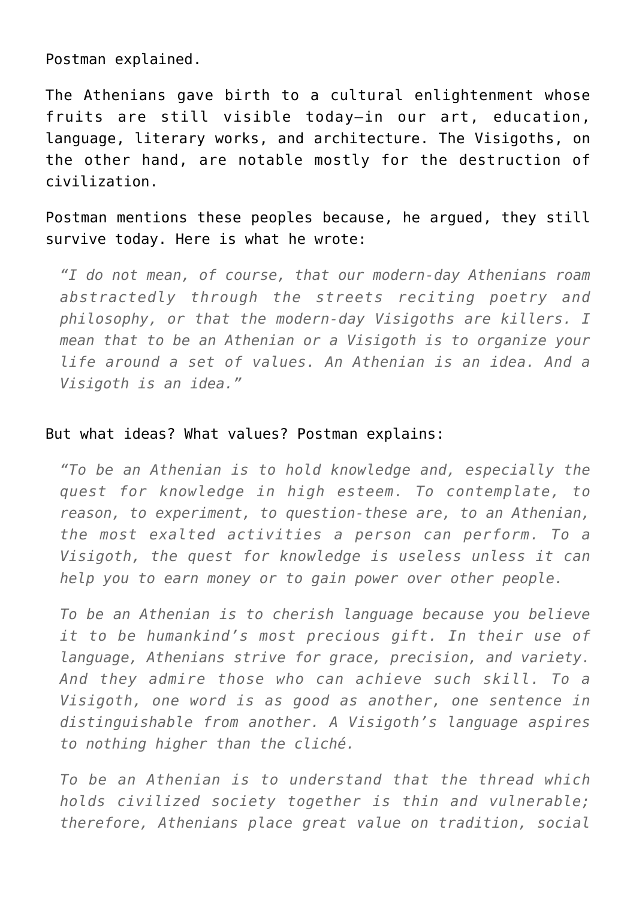Postman explained.

The Athenians gave birth to a cultural enlightenment whose fruits are still visible today—in our art, education, language, literary works, and architecture. The Visigoths, on the other hand, are notable mostly for the destruction of civilization.

Postman mentions these peoples because, he argued, they still survive today. Here is what he wrote:

> *"I do not mean, of course, that our modern-day Athenians roam abstractedly through the streets reciting poetry and philosophy, or that the modern-day Visigoths are killers. I mean that to be an Athenian or a Visigoth is to organize your life around a set of values. An Athenian is an idea. And a Visigoth is an idea."*

But what ideas? What values? Postman explains:

> *"To be an Athenian is to hold knowledge and, especially the quest for knowledge in high esteem. To contemplate, to reason, to experiment, to question-these are, to an Athenian, the most exalted activities a person can perform. To a Visigoth, the quest for knowledge is useless unless it can help you to earn money or to gain power over other people.*
>
> *To be an Athenian is to cherish language because you believe it to be humankind's most precious gift. In their use of language, Athenians strive for grace, precision, and variety. And they admire those who can achieve such skill. To a Visigoth, one word is as good as another, one sentence in distinguishable from another. A Visigoth's language aspires to nothing higher than the cliché.*
>
> *To be an Athenian is to understand that the thread which holds civilized society together is thin and vulnerable; therefore, Athenians place great value on tradition, social*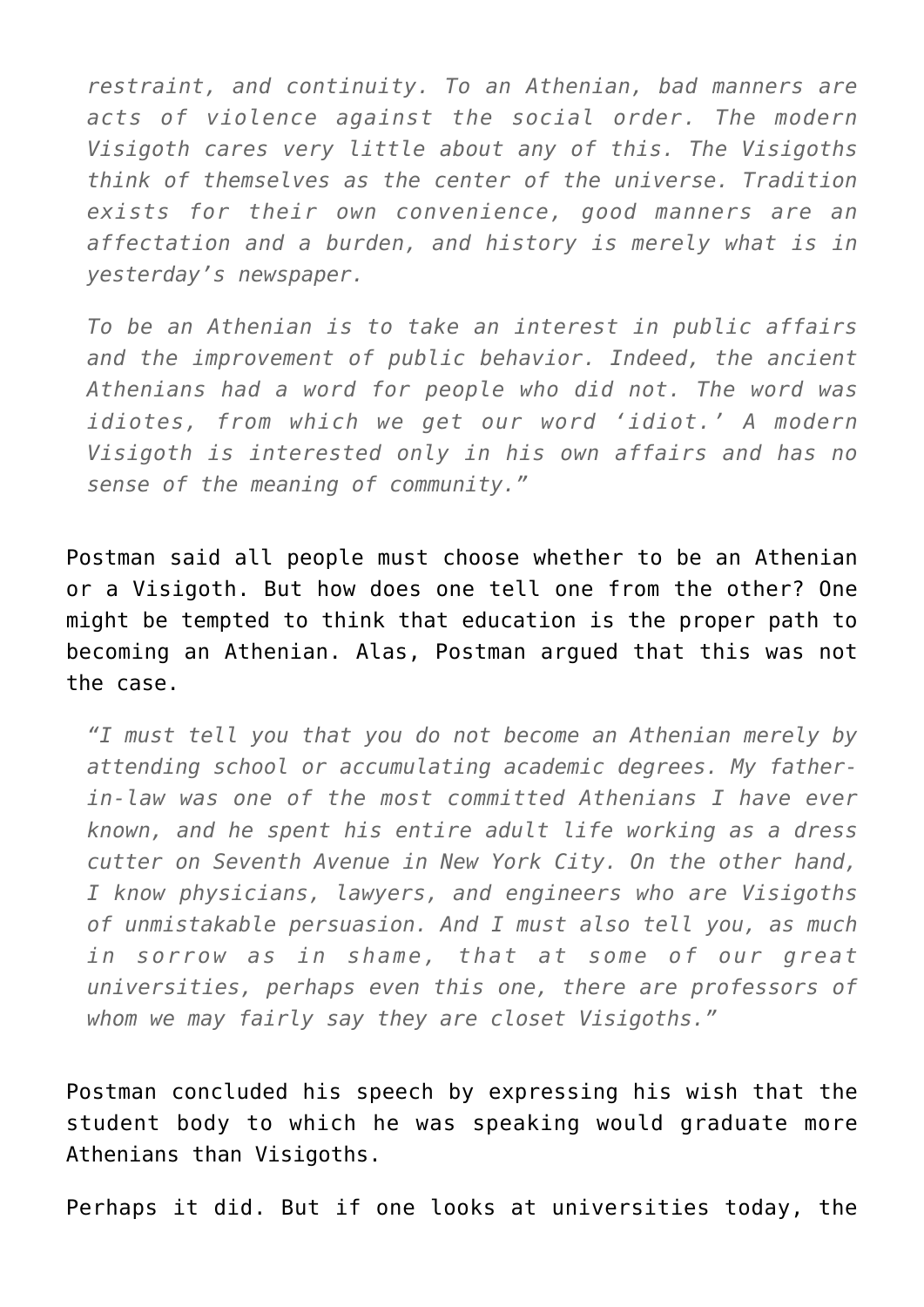> *restraint, and continuity. To an Athenian, bad manners are acts of violence against the social order. The modern Visigoth cares very little about any of this. The Visigoths think of themselves as the center of the universe. Tradition exists for their own convenience, good manners are an affectation and a burden, and history is merely what is in yesterday's newspaper.*
>
> *To be an Athenian is to take an interest in public affairs and the improvement of public behavior. Indeed, the ancient Athenians had a word for people who did not. The word was idiotes, from which we get our word 'idiot.' A modern Visigoth is interested only in his own affairs and has no sense of the meaning of community."*

Postman said all people must choose whether to be an Athenian or a Visigoth. But how does one tell one from the other? One might be tempted to think that education is the proper path to becoming an Athenian. Alas, Postman argued that this was not the case.

> *"I must tell you that you do not become an Athenian merely by attending school or accumulating academic degrees. My father-in-law was one of the most committed Athenians I have ever known, and he spent his entire adult life working as a dress cutter on Seventh Avenue in New York City. On the other hand, I know physicians, lawyers, and engineers who are Visigoths of unmistakable persuasion. And I must also tell you, as much in sorrow as in shame, that at some of our great universities, perhaps even this one, there are professors of whom we may fairly say they are closet Visigoths."*

Postman concluded his speech by expressing his wish that the student body to which he was speaking would graduate more Athenians than Visigoths.

Perhaps it did. But if one looks at universities today, the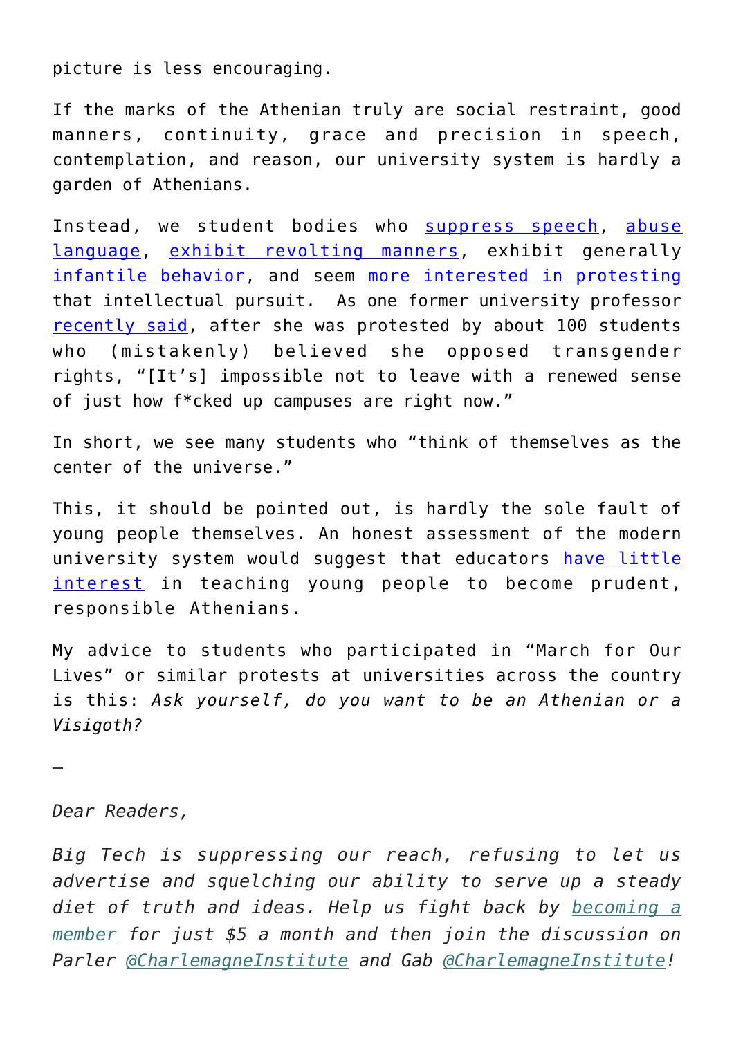picture is less encouraging.

If the marks of the Athenian truly are social restraint, good manners, continuity, grace and precision in speech, contemplation, and reason, our university system is hardly a garden of Athenians.

Instead, we student bodies who suppress speech, abuse language, exhibit revolting manners, exhibit generally infantile behavior, and seem more interested in protesting that intellectual pursuit. As one former university professor recently said, after she was protested by about 100 students who (mistakenly) believed she opposed transgender rights, "[It's] impossible not to leave with a renewed sense of just how f*cked up campuses are right now."

In short, we see many students who "think of themselves as the center of the universe."

This, it should be pointed out, is hardly the sole fault of young people themselves. An honest assessment of the modern university system would suggest that educators have little interest in teaching young people to become prudent, responsible Athenians.

My advice to students who participated in "March for Our Lives" or similar protests at universities across the country is this: *Ask yourself, do you want to be an Athenian or a Visigoth?*

—

*Dear Readers,*

*Big Tech is suppressing our reach, refusing to let us advertise and squelching our ability to serve up a steady diet of truth and ideas. Help us fight back by becoming a member for just $5 a month and then join the discussion on Parler @CharlemagneInstitute and Gab @CharlemagneInstitute!*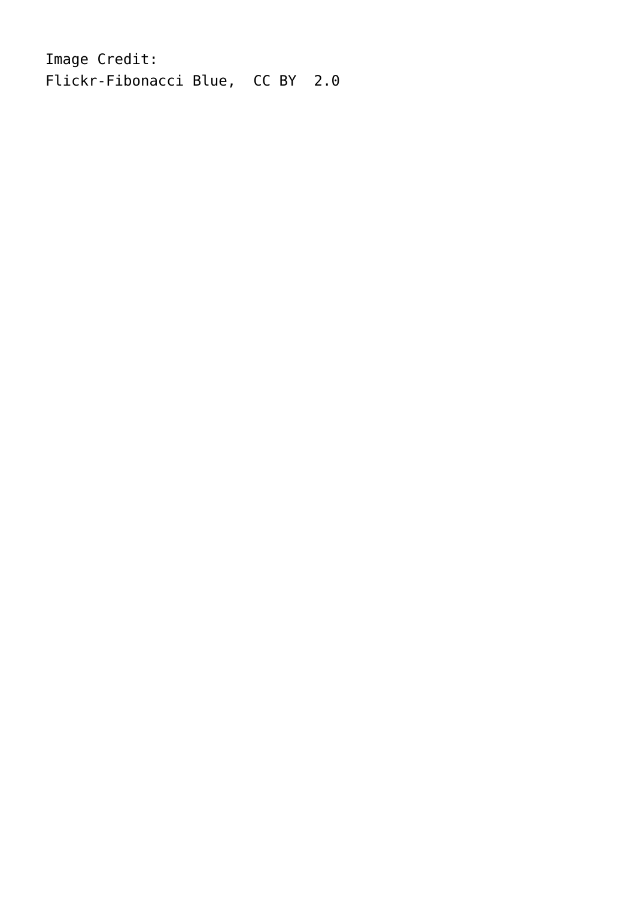Image Credit:
Flickr-Fibonacci Blue, CC BY 2.0